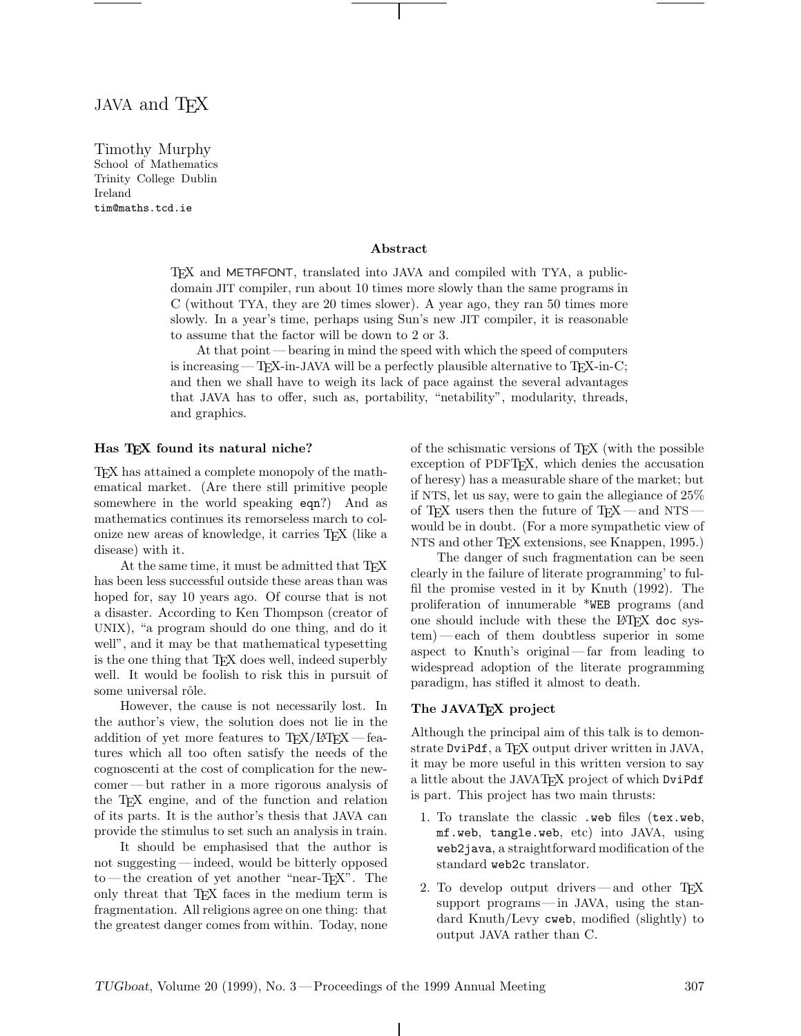# JAVA and TEX

Timothy Murphy
School of Mathematics
Trinity College Dublin
Ireland
tim@maths.tcd.ie

### Abstract

TEX and METAFONT, translated into JAVA and compiled with TYA, a public-domain JIT compiler, run about 10 times more slowly than the same programs in C (without TYA, they are 20 times slower). A year ago, they ran 50 times more slowly. In a year's time, perhaps using Sun's new JIT compiler, it is reasonable to assume that the factor will be down to 2 or 3.

At that point — bearing in mind the speed with which the speed of computers is increasing — TEX-in-JAVA will be a perfectly plausible alternative to TEX-in-C; and then we shall have to weigh its lack of pace against the several advantages that JAVA has to offer, such as, portability, "netability", modularity, threads, and graphics.

## Has TEX found its natural niche?

TEX has attained a complete monopoly of the mathematical market. (Are there still primitive people somewhere in the world speaking eqn?) And as mathematics continues its remorseless march to colonize new areas of knowledge, it carries TEX (like a disease) with it.

At the same time, it must be admitted that TEX has been less successful outside these areas than was hoped for, say 10 years ago. Of course that is not a disaster. According to Ken Thompson (creator of UNIX), "a program should do one thing, and do it well", and it may be that mathematical typesetting is the one thing that TEX does well, indeed superbly well. It would be foolish to risk this in pursuit of some universal rôle.

However, the cause is not necessarily lost. In the author's view, the solution does not lie in the addition of yet more features to TEX/LATEX — features which all too often satisfy the needs of the cognoscenti at the cost of complication for the newcomer — but rather in a more rigorous analysis of the TEX engine, and of the function and relation of its parts. It is the author's thesis that JAVA can provide the stimulus to set such an analysis in train.

It should be emphasised that the author is not suggesting — indeed, would be bitterly opposed to — the creation of yet another "near-TEX". The only threat that TEX faces in the medium term is fragmentation. All religions agree on one thing: that the greatest danger comes from within. Today, none of the schismatic versions of TEX (with the possible exception of PDFTEX, which denies the accusation of heresy) has a measurable share of the market; but if NTS, let us say, were to gain the allegiance of 25% of TEX users then the future of TEX — and NTS — would be in doubt. (For a more sympathetic view of NTS and other TEX extensions, see Knappen, 1995.)

The danger of such fragmentation can be seen clearly in the failure of literate programming' to fulfil the promise vested in it by Knuth (1992). The proliferation of innumerable *WEB programs (and one should include with these the LATEX doc system) — each of them doubtless superior in some aspect to Knuth's original — far from leading to widespread adoption of the literate programming paradigm, has stifled it almost to death.

## The JAVATEX project

Although the principal aim of this talk is to demonstrate DviPdf, a TEX output driver written in JAVA, it may be more useful in this written version to say a little about the JAVATEX project of which DviPdf is part. This project has two main thrusts:

1. To translate the classic .web files (tex.web, mf.web, tangle.web, etc) into JAVA, using web2java, a straightforward modification of the standard web2c translator.
2. To develop output drivers — and other TEX support programs — in JAVA, using the standard Knuth/Levy cweb, modified (slightly) to output JAVA rather than C.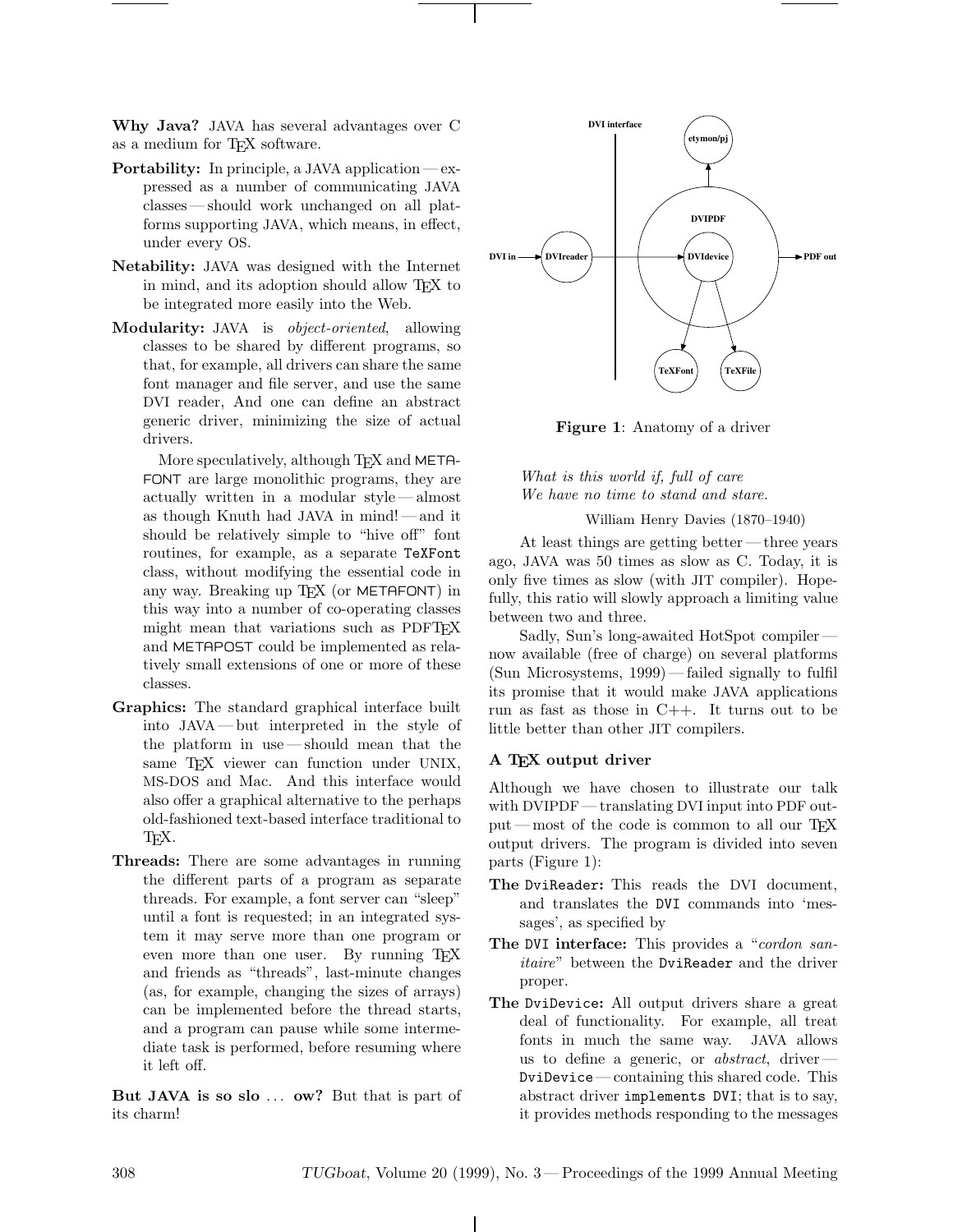**Why Java?** JAVA has several advantages over C as a medium for TEX software.

**Portability:** In principle, a JAVA application — expressed as a number of communicating JAVA classes — should work unchanged on all platforms supporting JAVA, which means, in effect, under every OS.

**Netability:** JAVA was designed with the Internet in mind, and its adoption should allow TEX to be integrated more easily into the Web.

**Modularity:** JAVA is *object-oriented*, allowing classes to be shared by different programs, so that, for example, all drivers can share the same font manager and file server, and use the same DVI reader, And one can define an abstract generic driver, minimizing the size of actual drivers.

More speculatively, although TEX and METAFONT are large monolithic programs, they are actually written in a modular style — almost as though Knuth had JAVA in mind! — and it should be relatively simple to "hive off" font routines, for example, as a separate `TeXFont` class, without modifying the essential code in any way. Breaking up TEX (or METAFONT) in this way into a number of co-operating classes might mean that variations such as PDFTEX and METAPOST could be implemented as relatively small extensions of one or more of these classes.

**Graphics:** The standard graphical interface built into JAVA — but interpreted in the style of the platform in use — should mean that the same TEX viewer can function under UNIX, MS-DOS and Mac. And this interface would also offer a graphical alternative to the perhaps old-fashioned text-based interface traditional to TEX.

**Threads:** There are some advantages in running the different parts of a program as separate threads. For example, a font server can "sleep" until a font is requested; in an integrated system it may serve more than one program or even more than one user. By running TEX and friends as "threads", last-minute changes (as, for example, changing the sizes of arrays) can be implemented before the thread starts, and a program can pause while some intermediate task is performed, before resuming where it left off.

**But JAVA is so slo . . . ow?** But that is part of its charm!

**Figure 1**: Anatomy of a driver

*What is this world if, full of care*
*We have no time to stand and stare.*

William Henry Davies (1870–1940)

At least things are getting better — three years ago, JAVA was 50 times as slow as C. Today, it is only five times as slow (with JIT compiler). Hopefully, this ratio will slowly approach a limiting value between two and three.

Sadly, Sun's long-awaited HotSpot compiler — now available (free of charge) on several platforms (Sun Microsystems, 1999) — failed signally to fulfil its promise that it would make JAVA applications run as fast as those in C++. It turns out to be little better than other JIT compilers.

### A TEX output driver

Although we have chosen to illustrate our talk with DVIPDF — translating DVI input into PDF output — most of the code is common to all our TEX output drivers. The program is divided into seven parts (Figure 1):

**The `DviReader`:** This reads the DVI document, and translates the `DVI` commands into 'messages', as specified by

**The `DVI` interface:** This provides a "*cordon sanitaire*" between the `DviReader` and the driver proper.

**The `DviDevice`:** All output drivers share a great deal of functionality. For example, all treat fonts in much the same way. JAVA allows us to define a generic, or *abstract*, driver — `DviDevice` — containing this shared code. This abstract driver `implements DVI`; that is to say, it provides methods responding to the messages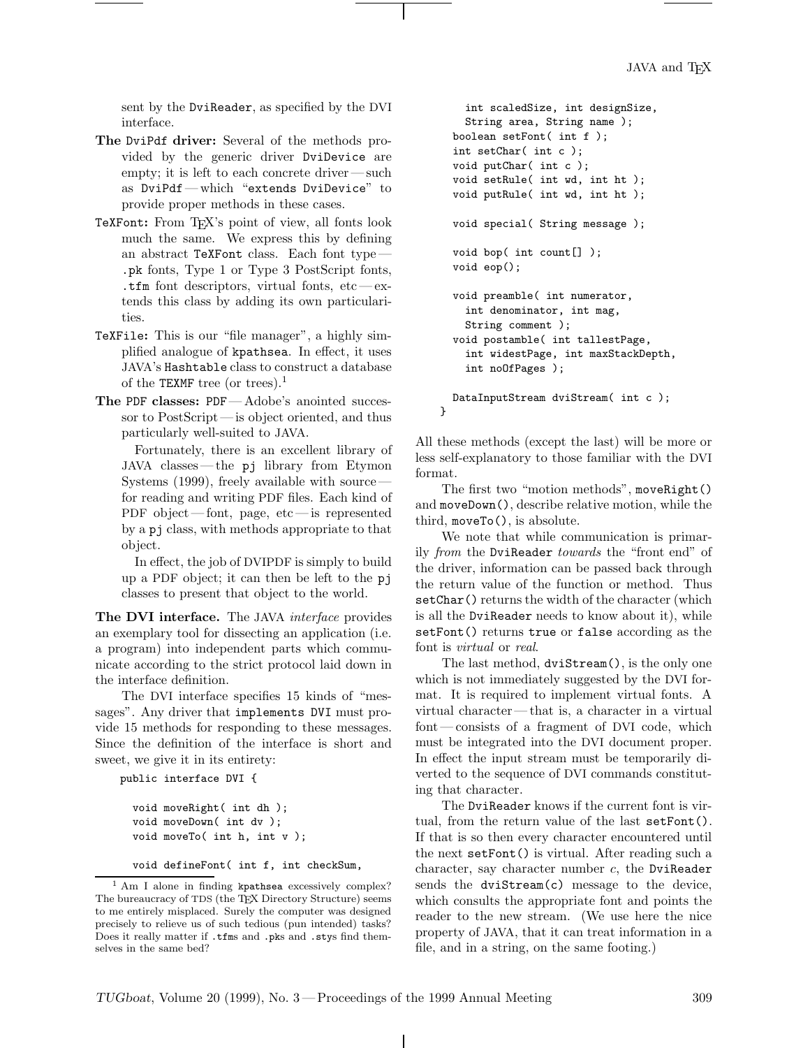sent by the DviReader, as specified by the DVI interface.

**The DviPdf driver:** Several of the methods provided by the generic driver DviDevice are empty; it is left to each concrete driver — such as DviPdf — which "extends DviDevice" to provide proper methods in these cases.

**TeXFont:** From TEX's point of view, all fonts look much the same. We express this by defining an abstract TeXFont class. Each font type — .pk fonts, Type 1 or Type 3 PostScript fonts, .tfm font descriptors, virtual fonts, etc — extends this class by adding its own particularities.

**TeXFile:** This is our "file manager", a highly simplified analogue of kpathsea. In effect, it uses JAVA's Hashtable class to construct a database of the TEXMF tree (or trees).[1]

**The PDF classes:** PDF — Adobe's anointed successor to PostScript — is object oriented, and thus particularly well-suited to JAVA.

Fortunately, there is an excellent library of JAVA classes — the pj library from Etymon Systems (1999), freely available with source — for reading and writing PDF files. Each kind of PDF object — font, page, etc — is represented by a pj class, with methods appropriate to that object.

In effect, the job of DVIPDF is simply to build up a PDF object; it can then be left to the pj classes to present that object to the world.

**The DVI interface.** The JAVA *interface* provides an exemplary tool for dissecting an application (i.e. a program) into independent parts which communicate according to the strict protocol laid down in the interface definition.

The DVI interface specifies 15 kinds of "messages". Any driver that implements DVI must provide 15 methods for responding to these messages. Since the definition of the interface is short and sweet, we give it in its entirety:

```
public interface DVI {

  void moveRight( int dh );
  void moveDown( int dv );
  void moveTo( int h, int v );

  void defineFont( int f, int checkSum,
    int scaledSize, int designSize,
    String area, String name );
  boolean setFont( int f );
  int setChar( int c );
  void putChar( int c );
  void setRule( int wd, int ht );
  void putRule( int wd, int ht );

  void special( String message );

  void bop( int count[] );
  void eop();

  void preamble( int numerator,
    int denominator, int mag,
    String comment );
  void postamble( int tallestPage,
    int widestPage, int maxStackDepth,
    int noOfPages );

  DataInputStream dviStream( int c );
}
```

All these methods (except the last) will be more or less self-explanatory to those familiar with the DVI format.

The first two "motion methods", moveRight() and moveDown(), describe relative motion, while the third, moveTo(), is absolute.

We note that while communication is primarily *from* the DviReader *towards* the "front end" of the driver, information can be passed back through the return value of the function or method. Thus setChar() returns the width of the character (which is all the DviReader needs to know about it), while setFont() returns true or false according as the font is *virtual* or *real*.

The last method, dviStream(), is the only one which is not immediately suggested by the DVI format. It is required to implement virtual fonts. A virtual character — that is, a character in a virtual font — consists of a fragment of DVI code, which must be integrated into the DVI document proper. In effect the input stream must be temporarily diverted to the sequence of DVI commands constituting that character.

The DviReader knows if the current font is virtual, from the return value of the last setFont(). If that is so then every character encountered until the next setFont() is virtual. After reading such a character, say character number $c$, the DviReader sends the dviStream(c) message to the device, which consults the appropriate font and points the reader to the new stream. (We use here the nice property of JAVA, that it can treat information in a file, and in a string, on the same footing.)

---

[1] Am I alone in finding kpathsea excessively complex? The bureaucracy of TDS (the TEX Directory Structure) seems to me entirely misplaced. Surely the computer was designed precisely to relieve us of such tedious (pun intended) tasks? Does it really matter if .tfms and .pks and .stys find themselves in the same bed?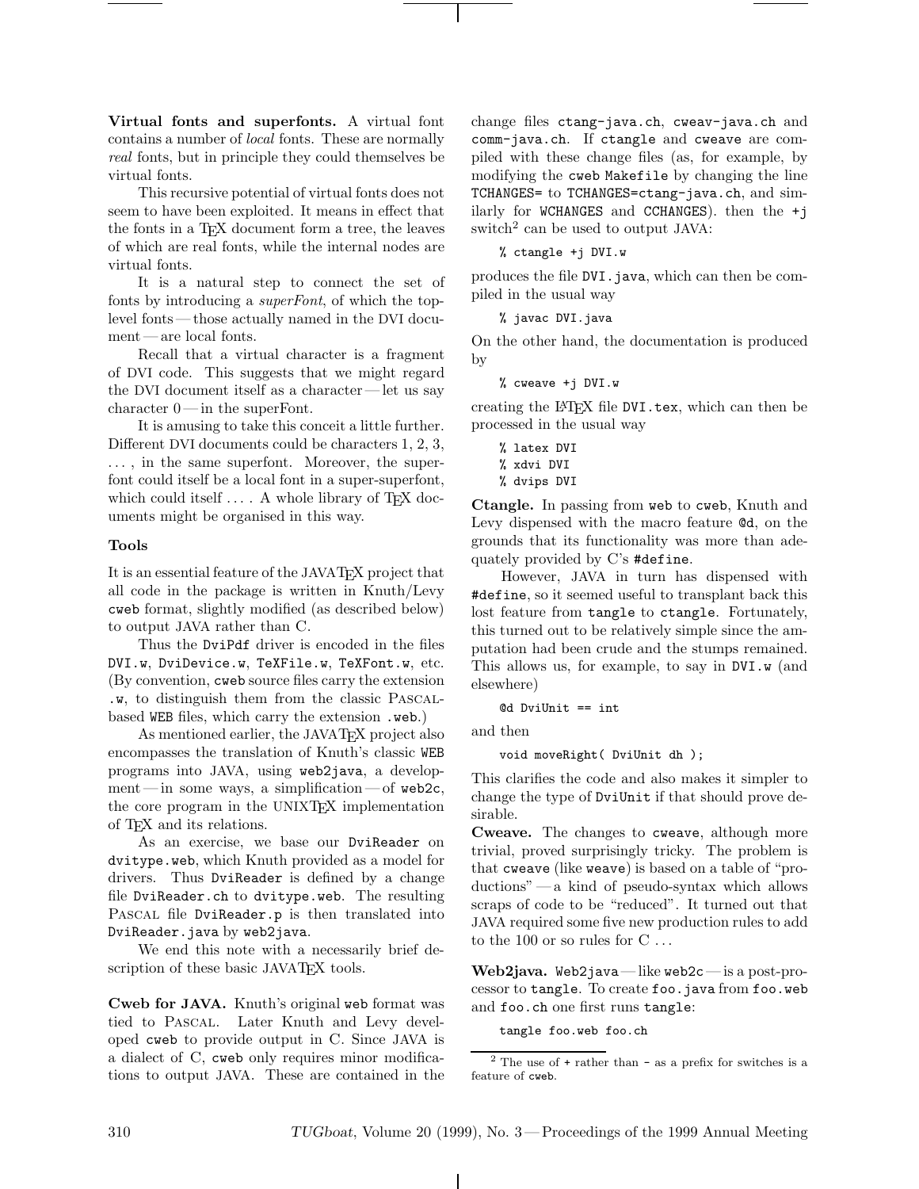**Virtual fonts and superfonts.** A virtual font contains a number of *local* fonts. These are normally *real* fonts, but in principle they could themselves be virtual fonts.

This recursive potential of virtual fonts does not seem to have been exploited. It means in effect that the fonts in a TeX document form a tree, the leaves of which are real fonts, while the internal nodes are virtual fonts.

It is a natural step to connect the set of fonts by introducing a *superFont*, of which the top-level fonts — those actually named in the DVI document — are local fonts.

Recall that a virtual character is a fragment of DVI code. This suggests that we might regard the DVI document itself as a character — let us say character 0 — in the superFont.

It is amusing to take this conceit a little further. Different DVI documents could be characters 1, 2, 3, . . . , in the same superfont. Moreover, the superfont could itself be a local font in a super-superfont, which could itself . . . . A whole library of TeX documents might be organised in this way.

## Tools

It is an essential feature of the JAVATeX project that all code in the package is written in Knuth/Levy `cweb` format, slightly modified (as described below) to output JAVA rather than C.

Thus the `DviPdf` driver is encoded in the files `DVI.w`, `DviDevice.w`, `TeXFile.w`, `TeXFont.w`, etc. (By convention, `cweb` source files carry the extension `.w`, to distinguish them from the classic Pascal-based `WEB` files, which carry the extension `.web`.)

As mentioned earlier, the JAVATeX project also encompasses the translation of Knuth's classic `WEB` programs into JAVA, using `web2java`, a development — in some ways, a simplification — of `web2c`, the core program in the UNIXTeX implementation of TeX and its relations.

As an exercise, we base our `DviReader` on `dvitype.web`, which Knuth provided as a model for drivers. Thus `DviReader` is defined by a change file `DviReader.ch` to `dvitype.web`. The resulting Pascal file `DviReader.p` is then translated into `DviReader.java` by `web2java`.

We end this note with a necessarily brief description of these basic JAVATeX tools.

**Cweb for JAVA.** Knuth's original `web` format was tied to Pascal. Later Knuth and Levy developed `cweb` to provide output in C. Since JAVA is a dialect of C, `cweb` only requires minor modifications to output JAVA. These are contained in the change files `ctang-java.ch`, `cweav-java.ch` and `comm-java.ch`. If `ctangle` and `cweave` are compiled with these change files (as, for example, by modifying the `cweb` `Makefile` by changing the line `TCHANGES=` to `TCHANGES=ctang-java.ch`, and similarly for `WCHANGES` and `CCHANGES`). then the `+j` switch[2] can be used to output JAVA:

```
% ctangle +j DVI.w
```

produces the file `DVI.java`, which can then be compiled in the usual way

```
% javac DVI.java
```

On the other hand, the documentation is produced by

```
% cweave +j DVI.w
```

creating the LaTeX file `DVI.tex`, which can then be processed in the usual way

```
% latex DVI
% xdvi DVI
% dvips DVI
```

**Ctangle.** In passing from `web` to `cweb`, Knuth and Levy dispensed with the macro feature `@d`, on the grounds that its functionality was more than adequately provided by C's `#define`.

However, JAVA in turn has dispensed with `#define`, so it seemed useful to transplant back this lost feature from `tangle` to `ctangle`. Fortunately, this turned out to be relatively simple since the amputation had been crude and the stumps remained. This allows us, for example, to say in `DVI.w` (and elsewhere)

```
@d DviUnit == int
```

and then

```
void moveRight( DviUnit dh );
```

This clarifies the code and also makes it simpler to change the type of `DviUnit` if that should prove desirable.

**Cweave.** The changes to `cweave`, although more trivial, proved surprisingly tricky. The problem is that `cweave` (like `weave`) is based on a table of "productions" — a kind of pseudo-syntax which allows scraps of code to be "reduced". It turned out that JAVA required some five new production rules to add to the 100 or so rules for C . . .

**Web2java.** `Web2java` — like `web2c` — is a post-processor to `tangle`. To create `foo.java` from `foo.web` and `foo.ch` one first runs `tangle`:

```
tangle foo.web foo.ch
```

[2] The use of `+` rather than `-` as a prefix for switches is a feature of `cweb`.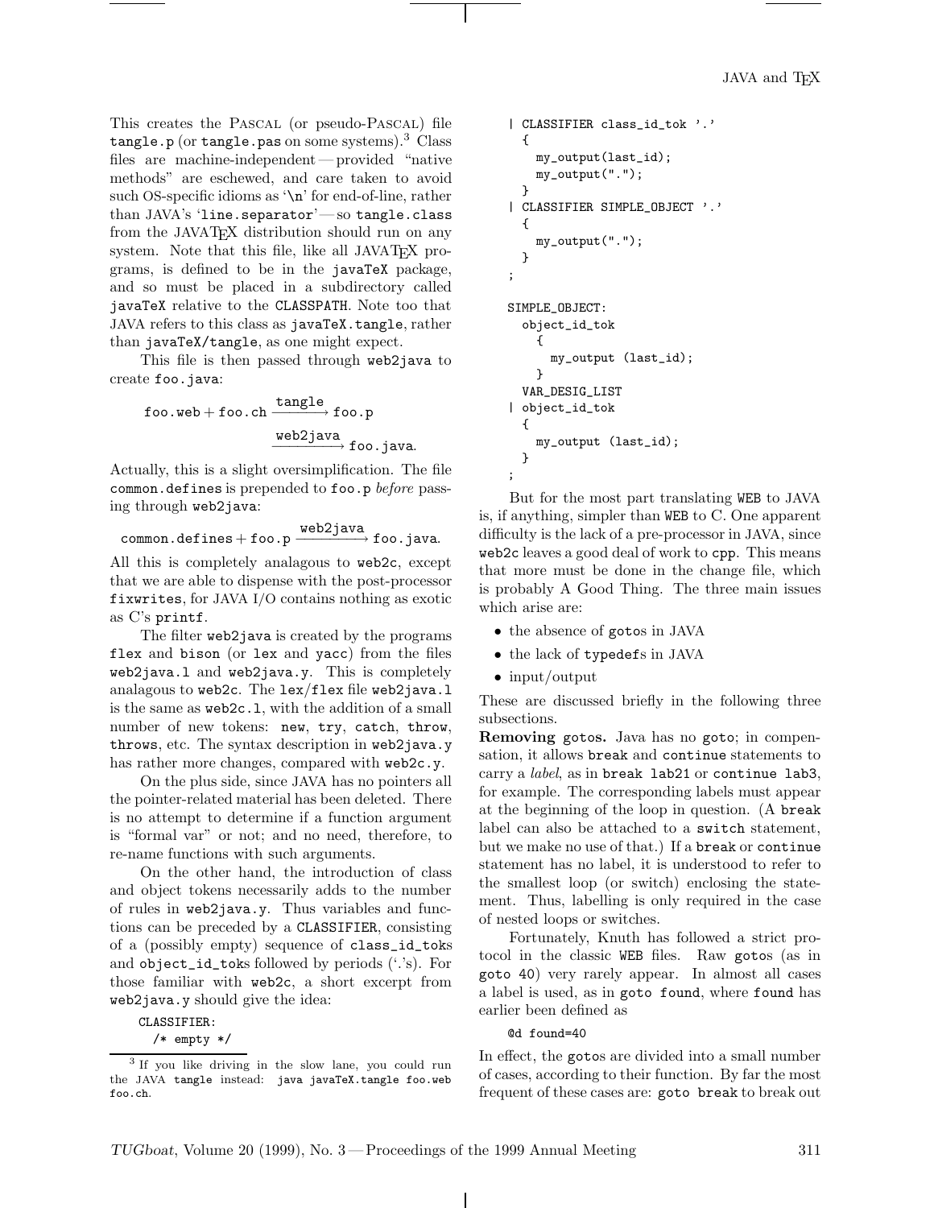This creates the PASCAL (or pseudo-PASCAL) file `tangle.p` (or `tangle.pas` on some systems).[3] Class files are machine-independent — provided "native methods" are eschewed, and care taken to avoid such OS-specific idioms as '`\n`' for end-of-line, rather than JAVA's '`line.separator`' — so `tangle.class` from the JAVATEX distribution should run on any system. Note that this file, like all JAVATEX programs, is defined to be in the `javaTeX` package, and so must be placed in a subdirectory called `javaTeX` relative to the `CLASSPATH`. Note too that JAVA refers to this class as `javaTeX.tangle`, rather than `javaTeX/tangle`, as one might expect.

This file is then passed through `web2java` to create `foo.java`:

$$\texttt{foo.web} + \texttt{foo.ch} \xrightarrow{\texttt{tangle}} \texttt{foo.p}$$
$$\xrightarrow{\texttt{web2java}} \texttt{foo.java}.$$

Actually, this is a slight oversimplification. The file `common.defines` is prepended to `foo.p` *before* passing through `web2java`:

$$\texttt{common.defines} + \texttt{foo.p} \xrightarrow{\texttt{web2java}} \texttt{foo.java}.$$

All this is completely analagous to `web2c`, except that we are able to dispense with the post-processor `fixwrites`, for JAVA I/O contains nothing as exotic as C's `printf`.

The filter `web2java` is created by the programs `flex` and `bison` (or `lex` and `yacc`) from the files `web2java.l` and `web2java.y`. This is completely analagous to `web2c`. The `lex`/`flex` file `web2java.l` is the same as `web2c.l`, with the addition of a small number of new tokens: `new`, `try`, `catch`, `throw`, `throws`, etc. The syntax description in `web2java.y` has rather more changes, compared with `web2c.y`.

On the plus side, since JAVA has no pointers all the pointer-related material has been deleted. There is no attempt to determine if a function argument is "formal var" or not; and no need, therefore, to re-name functions with such arguments.

On the other hand, the introduction of class and object tokens necessarily adds to the number of rules in `web2java.y`. Thus variables and functions can be preceded by a `CLASSIFIER`, consisting of a (possibly empty) sequence of `class_id_toks` and `object_id_toks` followed by periods ('.'s). For those familiar with `web2c`, a short excerpt from `web2java.y` should give the idea:

```
CLASSIFIER:
  /* empty */
| CLASSIFIER class_id_tok '.'
  {
    my_output(last_id);
    my_output(".");
  }
| CLASSIFIER SIMPLE_OBJECT '.'
  {
    my_output(".");
  }
;

SIMPLE_OBJECT:
  object_id_tok
    {
      my_output (last_id);
    }
  VAR_DESIG_LIST
| object_id_tok
  {
    my_output (last_id);
  }
;
```

But for the most part translating WEB to JAVA is, if anything, simpler than WEB to C. One apparent difficulty is the lack of a pre-processor in JAVA, since `web2c` leaves a good deal of work to `cpp`. This means that more must be done in the change file, which is probably A Good Thing. The three main issues which arise are:

- the absence of `goto`s in JAVA
- the lack of `typedef`s in JAVA
- input/output

These are discussed briefly in the following three subsections.

**Removing `goto`s.** Java has no `goto`; in compensation, it allows `break` and `continue` statements to carry a *label*, as in `break lab21` or `continue lab3`, for example. The corresponding labels must appear at the beginning of the loop in question. (A `break` label can also be attached to a `switch` statement, but we make no use of that.) If a `break` or `continue` statement has no label, it is understood to refer to the smallest loop (or switch) enclosing the statement. Thus, labelling is only required in the case of nested loops or switches.

Fortunately, Knuth has followed a strict protocol in the classic WEB files. Raw `goto`s (as in `goto 40`) very rarely appear. In almost all cases a label is used, as in `goto found`, where `found` has earlier been defined as

```
@d found=40
```

In effect, the `goto`s are divided into a small number of cases, according to their function. By far the most frequent of these cases are: `goto break` to break out

[3] If you like driving in the slow lane, you could run the JAVA `tangle` instead: `java javaTeX.tangle foo.web foo.ch`.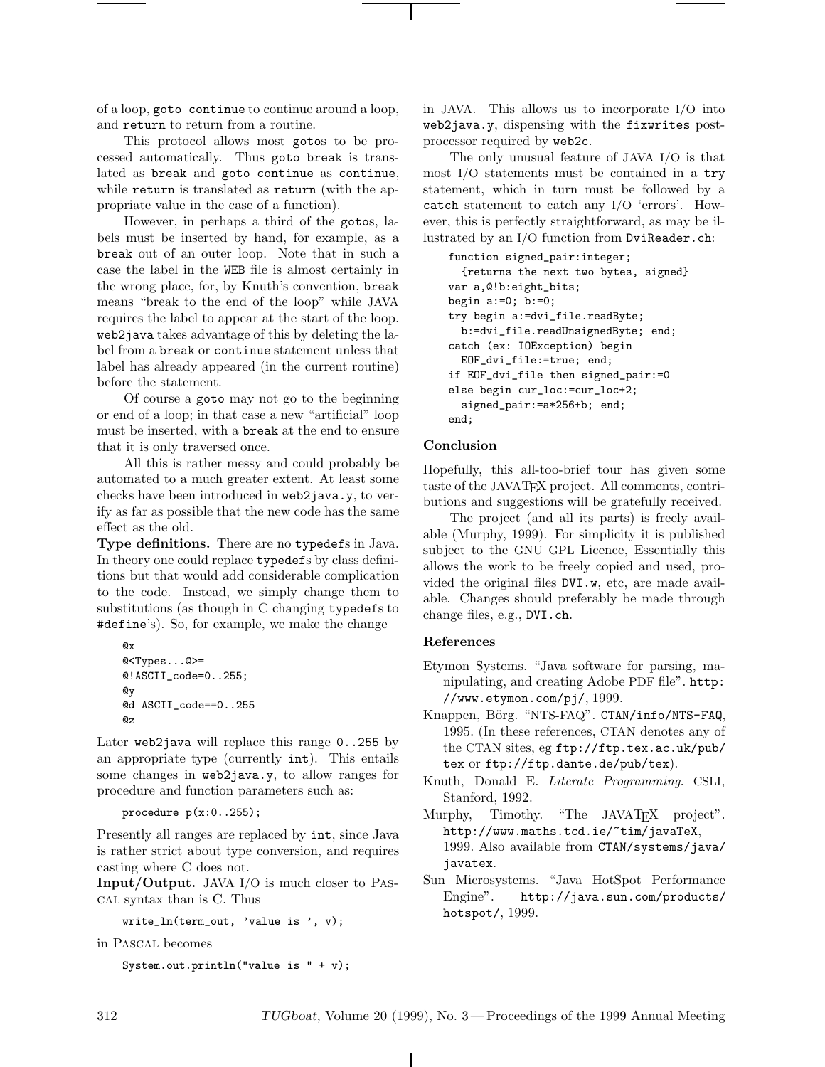of a loop, `goto continue` to continue around a loop, and `return` to return from a routine.

This protocol allows most `goto`s to be processed automatically. Thus `goto break` is translated as `break` and `goto continue` as `continue`, while `return` is translated as `return` (with the appropriate value in the case of a function).

However, in perhaps a third of the `goto`s, labels must be inserted by hand, for example, as a `break` out of an outer loop. Note that in such a case the label in the WEB file is almost certainly in the wrong place, for, by Knuth's convention, `break` means "break to the end of the loop" while JAVA requires the label to appear at the start of the loop. `web2java` takes advantage of this by deleting the label from a `break` or `continue` statement unless that label has already appeared (in the current routine) before the statement.

Of course a `goto` may not go to the beginning or end of a loop; in that case a new "artificial" loop must be inserted, with a `break` at the end to ensure that it is only traversed once.

All this is rather messy and could probably be automated to a much greater extent. At least some checks have been introduced in `web2java.y`, to verify as far as possible that the new code has the same effect as the old.

**Type definitions.** There are no `typedef`s in Java. In theory one could replace `typedef`s by class definitions but that would add considerable complication to the code. Instead, we simply change them to substitutions (as though in C changing `typedef`s to `#define`'s). So, for example, we make the change

```
@x
@<Types...@>=
@!ASCII_code=0..255;
@y
@d ASCII_code==0..255
@z
```

Later `web2java` will replace this range `0..255` by an appropriate type (currently `int`). This entails some changes in `web2java.y`, to allow ranges for procedure and function parameters such as:

```
procedure p(x:0..255);
```

Presently all ranges are replaced by `int`, since Java is rather strict about type conversion, and requires casting where C does not.

**Input/Output.** JAVA I/O is much closer to Pascal syntax than is C. Thus

```
write_ln(term_out, 'value is ', v);
```

in Pascal becomes

```
System.out.println("value is " + v);
```

in JAVA. This allows us to incorporate I/O into `web2java.y`, dispensing with the `fixwrites` postprocessor required by `web2c`.

The only unusual feature of JAVA I/O is that most I/O statements must be contained in a `try` statement, which in turn must be followed by a `catch` statement to catch any I/O 'errors'. However, this is perfectly straightforward, as may be illustrated by an I/O function from `DviReader.ch`:

```
function signed_pair:integer;
  {returns the next two bytes, signed}
var a,@!b:eight_bits;
begin a:=0; b:=0;
try begin a:=dvi_file.readByte;
  b:=dvi_file.readUnsignedByte; end;
catch (ex: IOException) begin
  EOF_dvi_file:=true; end;
if EOF_dvi_file then signed_pair:=0
else begin cur_loc:=cur_loc+2;
  signed_pair:=a*256+b; end;
end;
```

## Conclusion

Hopefully, this all-too-brief tour has given some taste of the JAVATeX project. All comments, contributions and suggestions will be gratefully received.

The project (and all its parts) is freely available (Murphy, 1999). For simplicity it is published subject to the GNU GPL Licence, Essentially this allows the work to be freely copied and used, provided the original files `DVI.w`, etc, are made available. Changes should preferably be made through change files, e.g., `DVI.ch`.

## References

- Etymon Systems. "Java software for parsing, manipulating, and creating Adobe PDF file". `http://www.etymon.com/pj/`, 1999.
- Knappen, Börg. "NTS-FAQ". `CTAN/info/NTS-FAQ`, 1995. (In these references, CTAN denotes any of the CTAN sites, eg `ftp://ftp.tex.ac.uk/pub/tex` or `ftp://ftp.dante.de/pub/tex`).
- Knuth, Donald E. *Literate Programming*. CSLI, Stanford, 1992.
- Murphy, Timothy. "The JAVATeX project". `http://www.maths.tcd.ie/~tim/javaTeX`, 1999. Also available from `CTAN/systems/java/javatex`.
- Sun Microsystems. "Java HotSpot Performance Engine". `http://java.sun.com/products/hotspot/`, 1999.